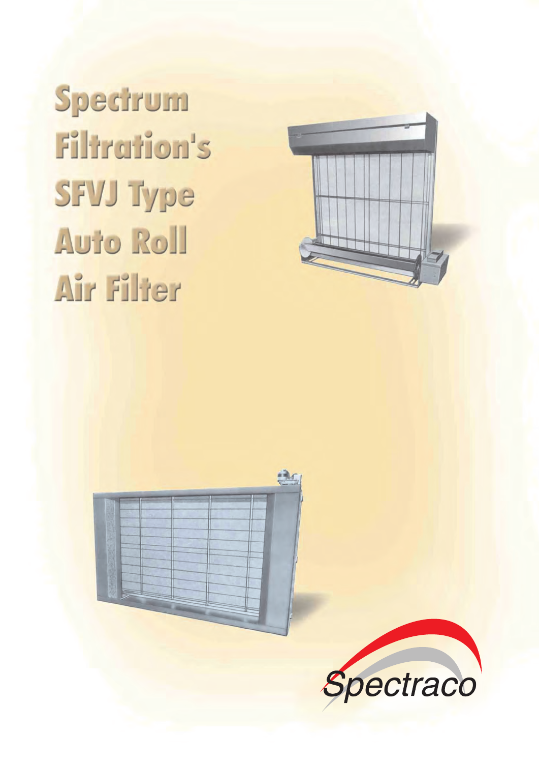# Spectrum Filtration's SFVJ Type Auto Roll Air Filter

Spectraco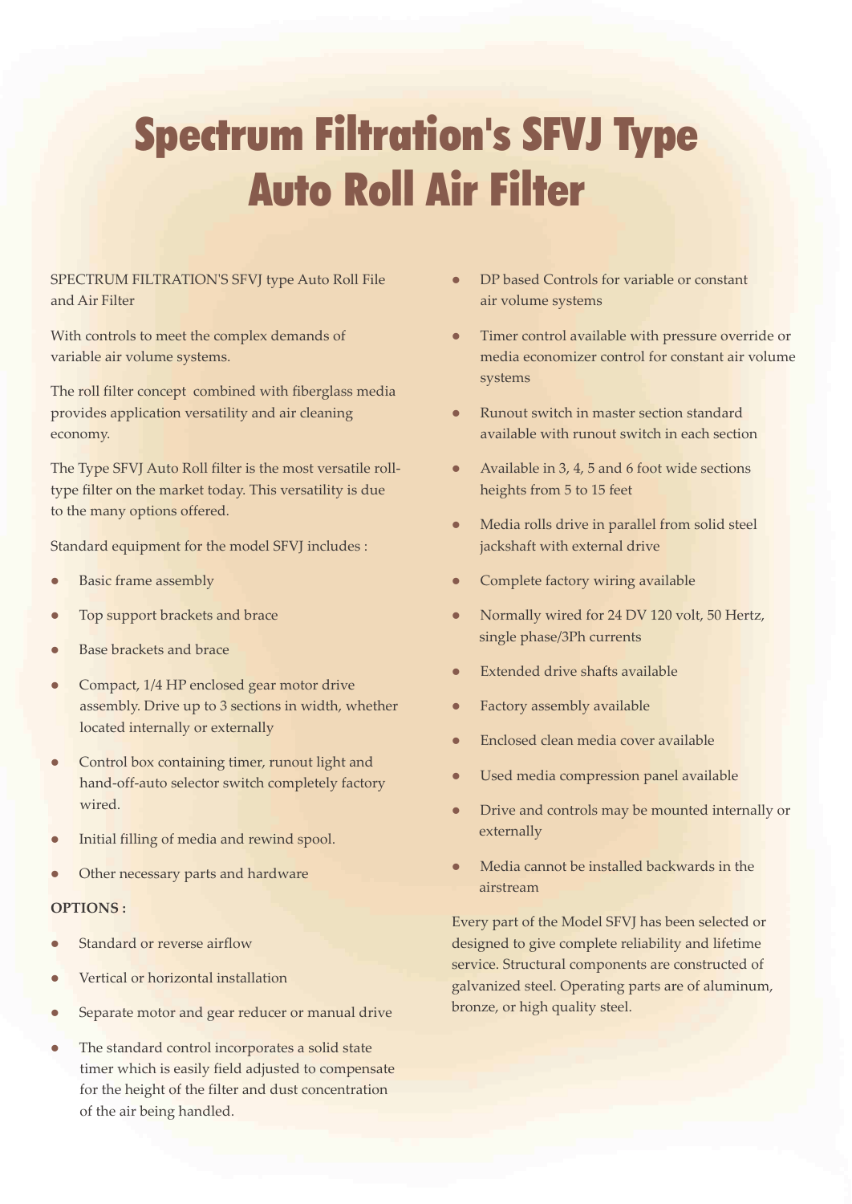# Spectrum Filtration's SFVJ Type Auto Roll Air Filter

SPECTRUM FILTRATION'S SFVJ type Auto Roll File and Air Filter

With controls to meet the complex demands of variable air volume systems.

The roll filter concept combined with fiberglass media provides application versatility and air cleaning economy.

The Type SFVJ Auto Roll filter is the most versatile roll-type filter on the market today. This versatility is due to the many options offered.

Standard equipment for the model SFVJ includes :

- Basic frame assembly
- Top support brackets and brace
- Base brackets and brace
- Compact, 1/4 HP enclosed gear motor drive assembly. Drive up to 3 sections in width, whether located internally or externally
- Control box containing timer, runout light and hand-off-auto selector switch completely factory wired.
- Initial filling of media and rewind spool.
- Other necessary parts and hardware

**OPTIONS :**

- Standard or reverse airflow
- Vertical or horizontal installation
- Separate motor and gear reducer or manual drive
- The standard control incorporates a solid state timer which is easily field adjusted to compensate for the height of the filter and dust concentration of the air being handled.
- DP based Controls for variable or constant air volume systems
- Timer control available with pressure override or media economizer control for constant air volume systems
- Runout switch in master section standard available with runout switch in each section
- Available in 3, 4, 5 and 6 foot wide sections heights from 5 to 15 feet
- Media rolls drive in parallel from solid steel jackshaft with external drive
- Complete factory wiring available
- Normally wired for 24 DV 120 volt, 50 Hertz, single phase/3Ph currents
- Extended drive shafts available
- Factory assembly available
- Enclosed clean media cover available
- Used media compression panel available
- Drive and controls may be mounted internally or externally
- Media cannot be installed backwards in the airstream

Every part of the Model SFVJ has been selected or designed to give complete reliability and lifetime service. Structural components are constructed of galvanized steel. Operating parts are of aluminum, bronze, or high quality steel.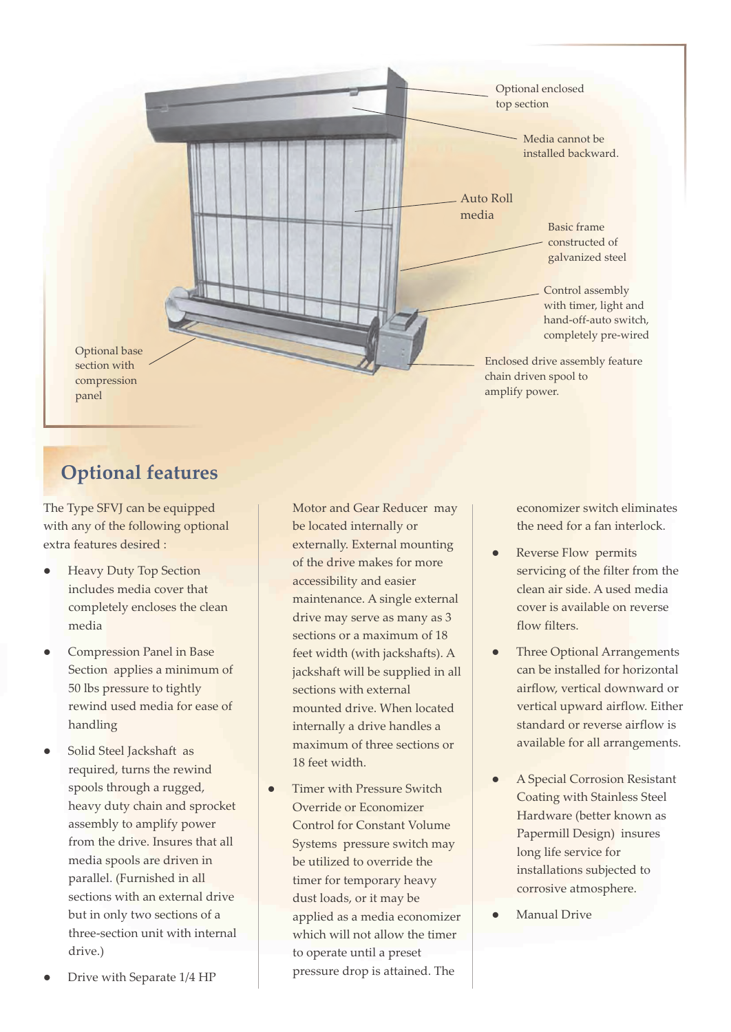Optional enclosed top section

Media cannot be installed backward.

Auto Roll media

Basic frame constructed of galvanized steel

Control assembly with timer, light and hand-off-auto switch, completely pre-wired

Enclosed drive assembly feature chain driven spool to amplify power.

Optional base section with compression panel

## Optional features

The Type SFVJ can be equipped with any of the following optional extra features desired :

- Heavy Duty Top Section includes media cover that completely encloses the clean media
- Compression Panel in Base Section applies a minimum of 50 lbs pressure to tightly rewind used media for ease of handling
- Solid Steel Jackshaft as required, turns the rewind spools through a rugged, heavy duty chain and sprocket assembly to amplify power from the drive. Insures that all media spools are driven in parallel. (Furnished in all sections with an external drive but in only two sections of a three-section unit with internal drive.)
- Drive with Separate 1/4 HP Motor and Gear Reducer may be located internally or externally. External mounting of the drive makes for more accessibility and easier maintenance. A single external drive may serve as many as 3 sections or a maximum of 18 feet width (with jackshafts). A jackshaft will be supplied in all sections with external mounted drive. When located internally a drive handles a maximum of three sections or 18 feet width.
- Timer with Pressure Switch Override or Economizer Control for Constant Volume Systems pressure switch may be utilized to override the timer for temporary heavy dust loads, or it may be applied as a media economizer which will not allow the timer to operate until a preset pressure drop is attained. The economizer switch eliminates the need for a fan interlock.
- Reverse Flow permits servicing of the filter from the clean air side. A used media cover is available on reverse flow filters.
- Three Optional Arrangements can be installed for horizontal airflow, vertical downward or vertical upward airflow. Either standard or reverse airflow is available for all arrangements.
- A Special Corrosion Resistant Coating with Stainless Steel Hardware (better known as Papermill Design) insures long life service for installations subjected to corrosive atmosphere.
- Manual Drive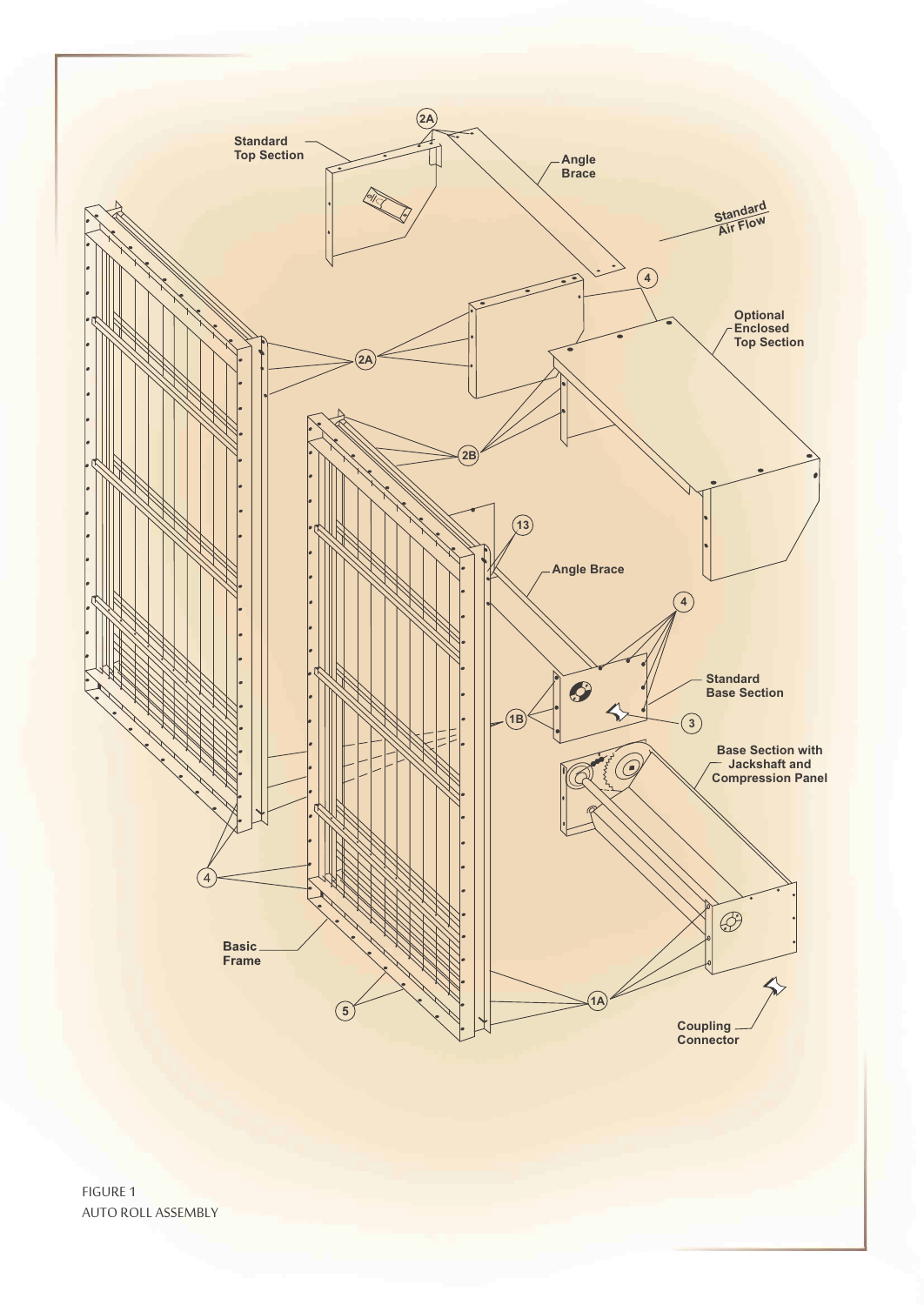Standard Top Section

Angle Brace

Standard Air Flow

Optional Enclosed Top Section

Angle Brace

Standard Base Section

Base Section with Jackshaft and Compression Panel

Basic Frame

Coupling Connector

2A

2A

2B

4

4

4

13

1B

3

1A

5

FIGURE 1
AUTO ROLL ASSEMBLY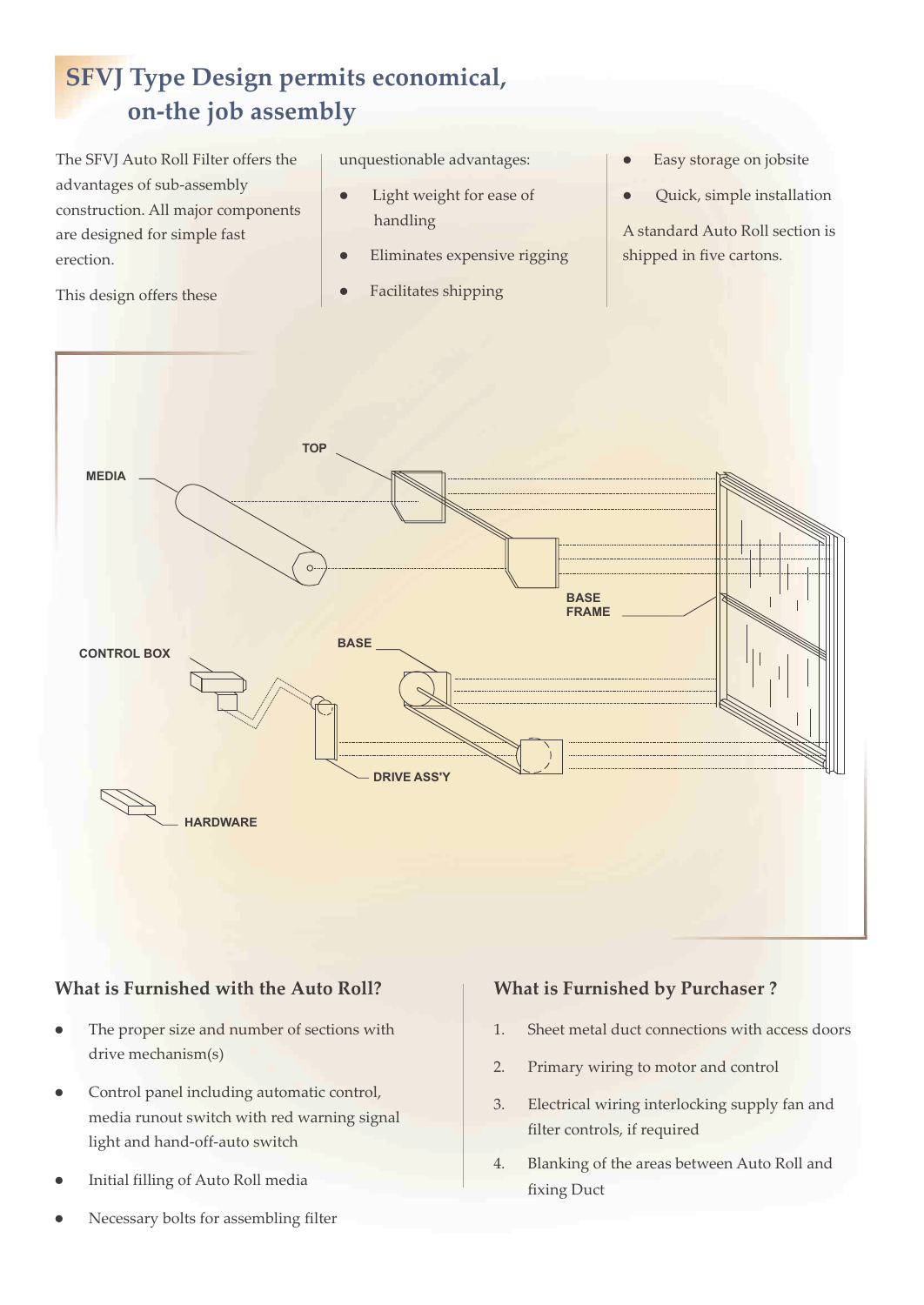# SFVJ Type Design permits economical, on-the job assembly

The SFVJ Auto Roll Filter offers the advantages of sub-assembly construction. All major components are designed for simple fast erection.

This design offers these unquestionable advantages:

- Light weight for ease of handling
- Eliminates expensive rigging
- Facilitates shipping
- Easy storage on jobsite
- Quick, simple installation

A standard Auto Roll section is shipped in five cartons.

TOP

MEDIA

BASE FRAME

CONTROL BOX

BASE

DRIVE ASS'Y

HARDWARE

## What is Furnished with the Auto Roll?

- The proper size and number of sections with drive mechanism(s)
- Control panel including automatic control, media runout switch with red warning signal light and hand-off-auto switch
- Initial filling of Auto Roll media
- Necessary bolts for assembling filter

## What is Furnished by Purchaser ?

1. Sheet metal duct connections with access doors
2. Primary wiring to motor and control
3. Electrical wiring interlocking supply fan and filter controls, if required
4. Blanking of the areas between Auto Roll and fixing Duct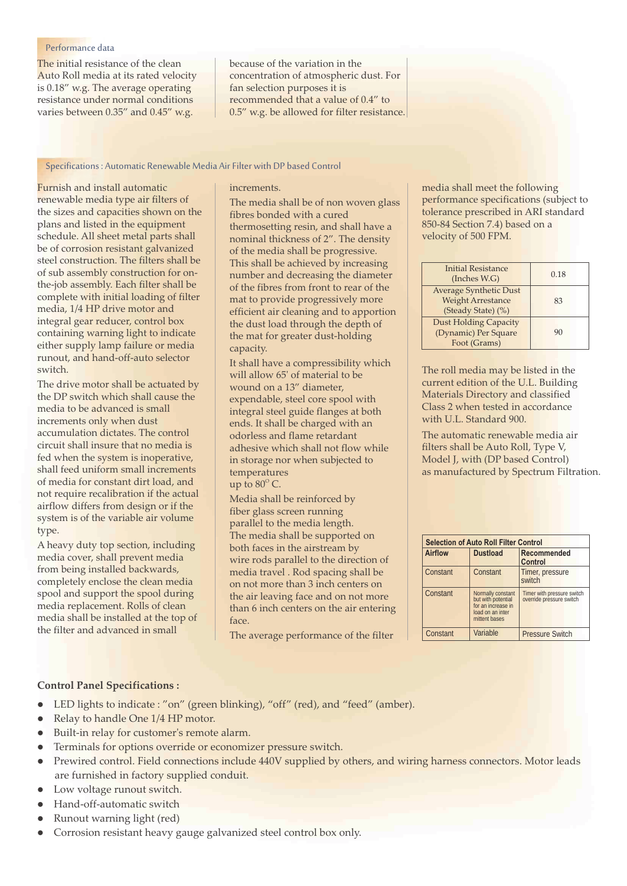## Performance data

The initial resistance of the clean Auto Roll media at its rated velocity is 0.18″ w.g. The average operating resistance under normal conditions varies between 0.35″ and 0.45″ w.g. because of the variation in the concentration of atmospheric dust. For fan selection purposes it is recommended that a value of 0.4″ to 0.5″ w.g. be allowed for filter resistance.

## Specifications : Automatic Renewable Media Air Filter with DP based Control

Furnish and install automatic renewable media type air filters of the sizes and capacities shown on the plans and listed in the equipment schedule. All sheet metal parts shall be of corrosion resistant galvanized steel construction. The filters shall be of sub assembly construction for on-the-job assembly. Each filter shall be complete with initial loading of filter media, 1/4 HP drive motor and integral gear reducer, control box containing warning light to indicate either supply lamp failure or media runout, and hand-off-auto selector switch.

The drive motor shall be actuated by the DP switch which shall cause the media to be advanced is small increments only when dust accumulation dictates. The control circuit shall insure that no media is fed when the system is inoperative, shall feed uniform small increments of media for constant dirt load, and not require recalibration if the actual airflow differs from design or if the system is of the variable air volume type.

A heavy duty top section, including media cover, shall prevent media from being installed backwards, completely enclose the clean media spool and support the spool during media replacement. Rolls of clean media shall be installed at the top of the filter and advanced in small increments.

The media shall be of non woven glass fibres bonded with a cured thermosetting resin, and shall have a nominal thickness of 2″. The density of the media shall be progressive. This shall be achieved by increasing number and decreasing the diameter of the fibres from front to rear of the mat to provide progressively more efficient air cleaning and to apportion the dust load through the depth of the mat for greater dust-holding capacity.

It shall have a compressibility which will allow 65' of material to be wound on a 13″ diameter, expendable, steel core spool with integral steel guide flanges at both ends. It shall be charged with an odorless and flame retardant adhesive which shall not flow while in storage nor when subjected to temperatures up to 80° C.

Media shall be reinforced by fiber glass screen running parallel to the media length. The media shall be supported on both faces in the airstream by wire rods parallel to the direction of media travel . Rod spacing shall be on not more than 3 inch centers on the air leaving face and on not more than 6 inch centers on the air entering face.

The average performance of the filter media shall meet the following performance specifications (subject to tolerance prescribed in ARI standard 850-84 Section 7.4) based on a velocity of 500 FPM.

| Parameter | Value |
|---|---|
| Initial Resistance (Inches W.G) | 0.18 |
| Average Synthetic Dust Weight Arrestance (Steady State) (%) | 83 |
| Dust Holding Capacity (Dynamic) Per Square Foot (Grams) | 90 |

The roll media may be listed in the current edition of the U.L. Building Materials Directory and classified Class 2 when tested in accordance with U.L. Standard 900.

The automatic renewable media air filters shall be Auto Roll, Type V, Model J, with (DP based Control) as manufactured by Spectrum Filtration.

**Selection of Auto Roll Filter Control**

| Airflow | Dustload | Recommended Control |
|---|---|---|
| Constant | Constant | Timer, pressure switch |
| Constant | Normally constant but with potential for an increase in load on an inter mittent bases | Timer with pressure switch override pressure switch |
| Constant | Variable | Pressure Switch |

### Control Panel Specifications :

- LED lights to indicate : ”on” (green blinking), “off” (red), and “feed” (amber).
- Relay to handle One 1/4 HP motor.
- Built-in relay for customer's remote alarm.
- Terminals for options override or economizer pressure switch.
- Prewired control. Field connections include 440V supplied by others, and wiring harness connectors. Motor leads are furnished in factory supplied conduit.
- Low voltage runout switch.
- Hand-off-automatic switch
- Runout warning light (red)
- Corrosion resistant heavy gauge galvanized steel control box only.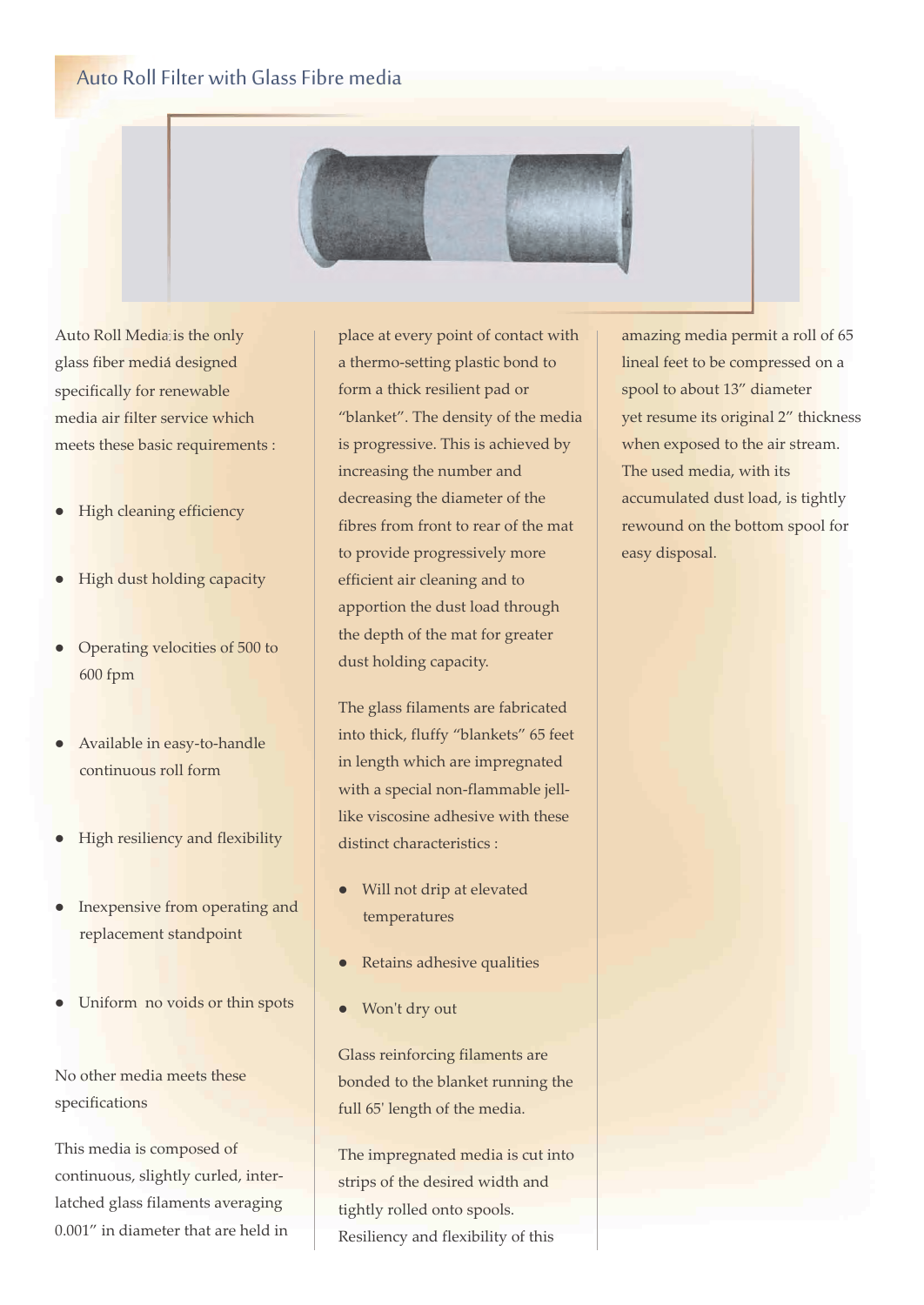# Auto Roll Filter with Glass Fibre media

Auto Roll Media is the only glass fiber media designed specifically for renewable media air filter service which meets these basic requirements :

- High cleaning efficiency
- High dust holding capacity
- Operating velocities of 500 to 600 fpm
- Available in easy-to-handle continuous roll form
- High resiliency and flexibility
- Inexpensive from operating and replacement standpoint
- Uniform no voids or thin spots

No other media meets these specifications

This media is composed of continuous, slightly curled, inter-latched glass filaments averaging 0.001" in diameter that are held in place at every point of contact with a thermo-setting plastic bond to form a thick resilient pad or "blanket". The density of the media is progressive. This is achieved by increasing the number and decreasing the diameter of the fibres from front to rear of the mat to provide progressively more efficient air cleaning and to apportion the dust load through the depth of the mat for greater dust holding capacity.

The glass filaments are fabricated into thick, fluffy "blankets" 65 feet in length which are impregnated with a special non-flammable jell-like viscosine adhesive with these distinct characteristics :

- Will not drip at elevated temperatures
- Retains adhesive qualities
- Won't dry out

Glass reinforcing filaments are bonded to the blanket running the full 65' length of the media.

The impregnated media is cut into strips of the desired width and tightly rolled onto spools. Resiliency and flexibility of this amazing media permit a roll of 65 lineal feet to be compressed on a spool to about 13" diameter yet resume its original 2" thickness when exposed to the air stream. The used media, with its accumulated dust load, is tightly rewound on the bottom spool for easy disposal.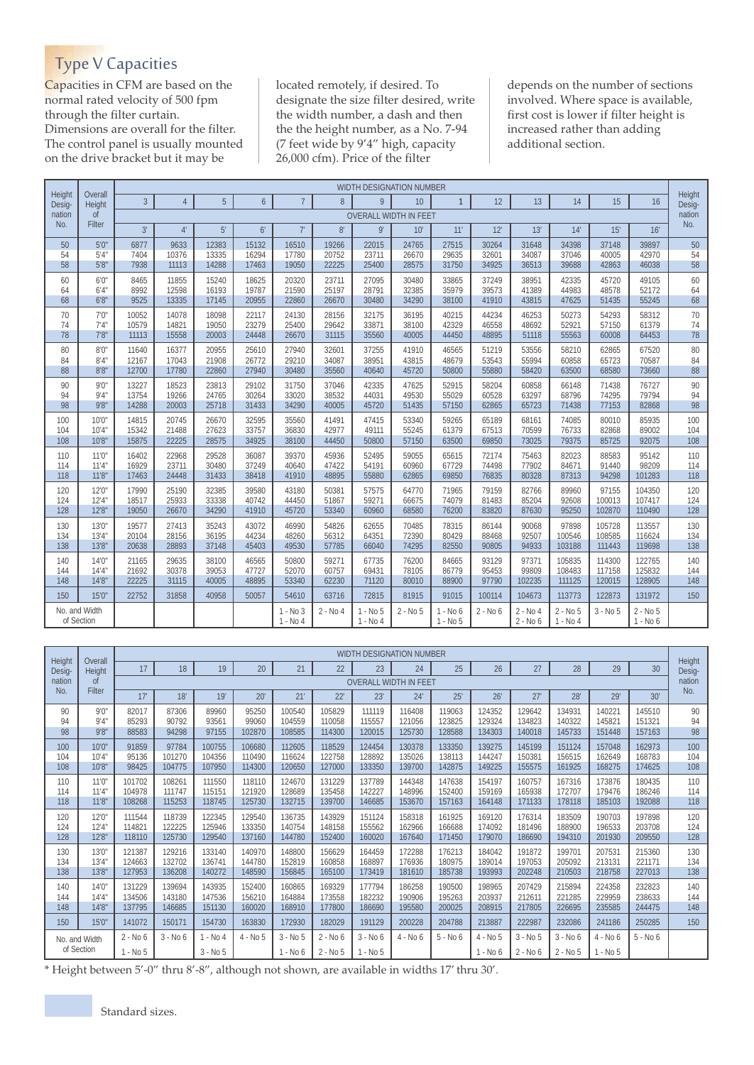## Type V Capacities

Capacities in CFM are based on the normal rated velocity of 500 fpm through the filter curtain. Dimensions are overall for the filter. The control panel is usually mounted on the drive bracket but it may be located remotely, if desired. To designate the size filter desired, write the width number, a dash and then the the height number, as a No. 7-94 (7 feet wide by 9'4" high, capacity 26,000 cfm). Price of the filter depends on the number of sections involved. Where space is available, first cost is lower if filter height is increased rather than adding additional section.

| Height Designation No. | Overall Height of Filter | WIDTH DESIGNATION NUMBER | | | | | | | | | | | | | | Height Designation No. |
|---|---|---|---|---|---|---|---|---|---|---|---|---|---|---|---|---|
| | | 3 | 4 | 5 | 6 | 7 | 8 | 9 | 10 | 1 | 12 | 13 | 14 | 15 | 16 | |
| | | OVERALL WIDTH IN FEET | | | | | | | | | | | | | | |
| | | 3' | 4' | 5' | 6' | 7' | 8' | 9' | 10' | 11' | 12' | 13' | 14' | 15' | 16' | |
| 50 | 5'0" | 6877 | 9633 | 12383 | 15132 | 16510 | 19266 | 22015 | 24765 | 27515 | 30264 | 31648 | 34398 | 37148 | 39897 | 50 |
| 54 | 5'4" | 7404 | 10376 | 13335 | 16294 | 17780 | 20752 | 23711 | 26670 | 29635 | 32601 | 34087 | 37046 | 40005 | 42970 | 54 |
| 58 | 5'8" | 7938 | 11113 | 14288 | 17463 | 19050 | 22225 | 25400 | 28575 | 31750 | 34925 | 36513 | 39688 | 42863 | 46038 | 58 |
| 60 | 6'0" | 8465 | 11855 | 15240 | 18625 | 20320 | 23711 | 27095 | 30480 | 33865 | 37249 | 38951 | 42335 | 45720 | 49105 | 60 |
| 64 | 6'4" | 8992 | 12598 | 16193 | 19787 | 21590 | 25197 | 28791 | 32385 | 35979 | 39573 | 41389 | 44983 | 48578 | 52172 | 64 |
| 68 | 6'8" | 9525 | 13335 | 17145 | 20955 | 22860 | 26670 | 30480 | 34290 | 38100 | 41910 | 43815 | 47625 | 51435 | 55245 | 68 |
| 70 | 7'0" | 10052 | 14078 | 18098 | 22117 | 24130 | 28156 | 32175 | 36195 | 40215 | 44234 | 46253 | 50273 | 54293 | 58312 | 70 |
| 74 | 7'4" | 10579 | 14821 | 19050 | 23279 | 25400 | 29642 | 33871 | 38100 | 42329 | 46558 | 48692 | 52921 | 57150 | 61379 | 74 |
| 78 | 7'8" | 11113 | 15558 | 20003 | 24448 | 26670 | 31115 | 35560 | 40005 | 44450 | 48895 | 51118 | 55563 | 60008 | 64453 | 78 |
| 80 | 8'0" | 11640 | 16377 | 20955 | 25610 | 27940 | 32601 | 37255 | 41910 | 46565 | 51219 | 53556 | 58210 | 62865 | 67520 | 80 |
| 84 | 8'4" | 12167 | 17043 | 21908 | 26772 | 29210 | 34087 | 38951 | 43815 | 48679 | 53543 | 55994 | 60858 | 65723 | 70587 | 84 |
| 88 | 8'8" | 12700 | 17780 | 22860 | 27940 | 30480 | 35560 | 40640 | 45720 | 50800 | 55880 | 58420 | 63500 | 68580 | 73660 | 88 |
| 90 | 9'0" | 13227 | 18523 | 23813 | 29102 | 31750 | 37046 | 42335 | 47625 | 52915 | 58204 | 60858 | 66148 | 71438 | 76727 | 90 |
| 94 | 9'4" | 13754 | 19266 | 24765 | 30264 | 33020 | 38532 | 44031 | 49530 | 55029 | 60528 | 63297 | 68796 | 74295 | 79794 | 94 |
| 98 | 9'8" | 14288 | 20003 | 25718 | 31433 | 34290 | 40005 | 45720 | 51435 | 57150 | 62865 | 65723 | 71438 | 77153 | 82868 | 98 |
| 100 | 10'0" | 14815 | 20745 | 26670 | 32595 | 35560 | 41491 | 47415 | 53340 | 59265 | 65189 | 68161 | 74085 | 80010 | 85935 | 100 |
| 104 | 10'4" | 15342 | 21488 | 27623 | 33757 | 36830 | 42977 | 49111 | 55245 | 61379 | 67513 | 70599 | 76733 | 82868 | 89002 | 104 |
| 108 | 10'8" | 15875 | 22225 | 28575 | 34925 | 38100 | 44450 | 50800 | 57150 | 63500 | 69850 | 73025 | 79375 | 85725 | 92075 | 108 |
| 110 | 11'0" | 16402 | 22968 | 29528 | 36087 | 39370 | 45936 | 52495 | 59055 | 65615 | 72174 | 75463 | 82023 | 88583 | 95142 | 110 |
| 114 | 11'4" | 16929 | 23711 | 30480 | 37249 | 40640 | 47422 | 54191 | 60960 | 67729 | 74498 | 77902 | 84671 | 91440 | 98209 | 114 |
| 118 | 11'8" | 17463 | 24448 | 31433 | 38418 | 41910 | 48895 | 55880 | 62865 | 69850 | 76835 | 80328 | 87313 | 94298 | 101283 | 118 |
| 120 | 12'0" | 17990 | 25190 | 32385 | 39580 | 43180 | 50381 | 57575 | 64770 | 71965 | 79159 | 82766 | 89960 | 97155 | 104350 | 120 |
| 124 | 12'4" | 18517 | 25933 | 33338 | 40742 | 44450 | 51867 | 59271 | 66675 | 74079 | 81483 | 85204 | 92608 | 100013 | 107417 | 124 |
| 128 | 12'8" | 19050 | 26670 | 34290 | 41910 | 45720 | 53340 | 60960 | 68580 | 76200 | 83820 | 87630 | 95250 | 102870 | 110490 | 128 |
| 130 | 13'0" | 19577 | 27413 | 35243 | 43072 | 46990 | 54826 | 62655 | 70485 | 78315 | 86144 | 90068 | 97898 | 105728 | 113557 | 130 |
| 134 | 13'4" | 20104 | 28156 | 36195 | 44234 | 48260 | 56312 | 64351 | 72390 | 80429 | 88468 | 92507 | 100546 | 108585 | 116624 | 134 |
| 138 | 13'8" | 20638 | 28893 | 37148 | 45403 | 49530 | 57785 | 66040 | 74295 | 82550 | 90805 | 94933 | 103188 | 111443 | 119698 | 138 |
| 140 | 14'0" | 21165 | 29635 | 38100 | 46565 | 50800 | 59271 | 67735 | 76200 | 84665 | 93129 | 97371 | 105835 | 114300 | 122765 | 140 |
| 144 | 14'4" | 21692 | 30378 | 39053 | 47727 | 52070 | 60757 | 69431 | 78105 | 86779 | 95453 | 99809 | 108483 | 117158 | 125832 | 144 |
| 148 | 14'8" | 22225 | 31115 | 40005 | 48895 | 53340 | 62230 | 71120 | 80010 | 88900 | 97790 | 102235 | 111125 | 120015 | 128905 | 148 |
| 150 | 15'0" | 22752 | 31858 | 40958 | 50057 | 54610 | 63716 | 72815 | 81915 | 91015 | 100114 | 104673 | 113773 | 122873 | 131972 | 150 |
| No. and Width of Section | | | | | | 1 - No 3<br>1 - No 4 | 2 - No 4 | 1 - No 5<br>1 - No 4 | 2 - No 5 | 1 - No 6<br>1 - No 5 | 2 - No 6 | 2 - No 4<br>2 - No 6 | 2 - No 5<br>1 - No 4 | 3 - No 5 | 2 - No 5<br>1 - No 6 | |

| Height Designation No. | Overall Height of Filter | WIDTH DESIGNATION NUMBER | | | | | | | | | | | | | | Height Designation No. |
|---|---|---|---|---|---|---|---|---|---|---|---|---|---|---|---|---|
| | | 17 | 18 | 19 | 20 | 21 | 22 | 23 | 24 | 25 | 26 | 27 | 28 | 29 | 30 | |
| | | OVERALL WIDTH IN FEET | | | | | | | | | | | | | | |
| | | 17' | 18' | 19' | 20' | 21' | 22' | 23' | 24' | 25' | 26' | 27' | 28' | 29' | 30' | |
| 90 | 9'0" | 82017 | 87306 | 89960 | 95250 | 100540 | 105829 | 111119 | 116408 | 119063 | 124352 | 129642 | 134931 | 140221 | 145510 | 90 |
| 94 | 9'4" | 85293 | 90792 | 93561 | 99060 | 104559 | 110058 | 115557 | 121056 | 123825 | 129324 | 134823 | 140322 | 145821 | 151321 | 94 |
| 98 | 9'8" | 88583 | 94298 | 97155 | 102870 | 108585 | 114300 | 120015 | 125730 | 128588 | 134303 | 140018 | 145733 | 151448 | 157163 | 98 |
| 100 | 10'0" | 91859 | 97784 | 100755 | 106680 | 112605 | 118529 | 124454 | 130378 | 133350 | 139275 | 145199 | 151124 | 157048 | 162973 | 100 |
| 104 | 10'4" | 95136 | 101270 | 104356 | 110490 | 116624 | 122758 | 128892 | 135026 | 138113 | 144247 | 150381 | 156515 | 162649 | 168783 | 104 |
| 108 | 10'8" | 98425 | 104775 | 107950 | 114300 | 120650 | 127000 | 133350 | 139700 | 142875 | 149225 | 155575 | 161925 | 168275 | 174625 | 108 |
| 110 | 11'0" | 101702 | 108261 | 111550 | 118110 | 124670 | 131229 | 137789 | 144348 | 147638 | 154197 | 160757 | 167316 | 173876 | 180435 | 110 |
| 114 | 11'4" | 104978 | 111747 | 115151 | 121920 | 128689 | 135458 | 142227 | 148996 | 152400 | 159169 | 165938 | 172707 | 179476 | 186246 | 114 |
| 118 | 11'8" | 108268 | 115253 | 118745 | 125730 | 132715 | 139700 | 146685 | 153670 | 157163 | 164148 | 171133 | 178118 | 185103 | 192088 | 118 |
| 120 | 12'0" | 111544 | 118739 | 122345 | 129540 | 136735 | 143929 | 151124 | 158318 | 161925 | 169120 | 176314 | 183509 | 190703 | 197898 | 120 |
| 124 | 12'4" | 114821 | 122225 | 125946 | 133350 | 140754 | 148158 | 155562 | 162966 | 166688 | 174092 | 181496 | 188900 | 196533 | 203708 | 124 |
| 128 | 12'8" | 118110 | 125730 | 129540 | 137160 | 144780 | 152400 | 160020 | 167640 | 171450 | 179070 | 186690 | 194310 | 201930 | 209550 | 128 |
| 130 | 13'0" | 121387 | 129216 | 133140 | 140970 | 148800 | 156629 | 164459 | 172288 | 176213 | 184042 | 191872 | 199701 | 207531 | 215360 | 130 |
| 134 | 13'4" | 124663 | 132702 | 136741 | 144780 | 152819 | 160858 | 168897 | 176936 | 180975 | 189014 | 197053 | 205092 | 213131 | 221171 | 134 |
| 138 | 13'8" | 127953 | 136208 | 140272 | 148590 | 156845 | 165100 | 173419 | 181610 | 185738 | 193993 | 202248 | 210503 | 218758 | 227013 | 138 |
| 140 | 14'0" | 131229 | 139694 | 143935 | 152400 | 160865 | 169329 | 177794 | 186258 | 190500 | 198965 | 207429 | 215894 | 224358 | 232823 | 140 |
| 144 | 14'4" | 134506 | 143180 | 147536 | 156210 | 164884 | 173558 | 182232 | 190906 | 195263 | 203937 | 212611 | 221285 | 229959 | 238633 | 144 |
| 148 | 14'8" | 137795 | 146685 | 151130 | 160020 | 168910 | 177800 | 186690 | 195580 | 200025 | 208915 | 217805 | 226695 | 235585 | 244475 | 148 |
| 150 | 15'0" | 141072 | 150171 | 154730 | 163830 | 172930 | 182029 | 191129 | 200228 | 204788 | 213887 | 222987 | 232086 | 241186 | 250285 | 150 |
| No. and Width of Section | | 2 - No 6<br>1 - No 5 | 3 - No 6 | 1 - No 4<br>3 - No 5 | 4 - No 5 | 3 - No 5<br>1 - No 6 | 2 - No 6<br>2 - No 5 | 3 - No 6<br>1 - No 5 | 4 - No 6 | 5 - No 6 | 4 - No 5<br>1 - No 6 | 3 - No 5<br>2 - No 6 | 3 - No 6<br>2 - No 5 | 4 - No 6<br>1 - No 5 | 5 - No 6 | |

* Height between 5'-0" thru 8'-8", although not shown, are available in widths 17' thru 30'.

Standard sizes.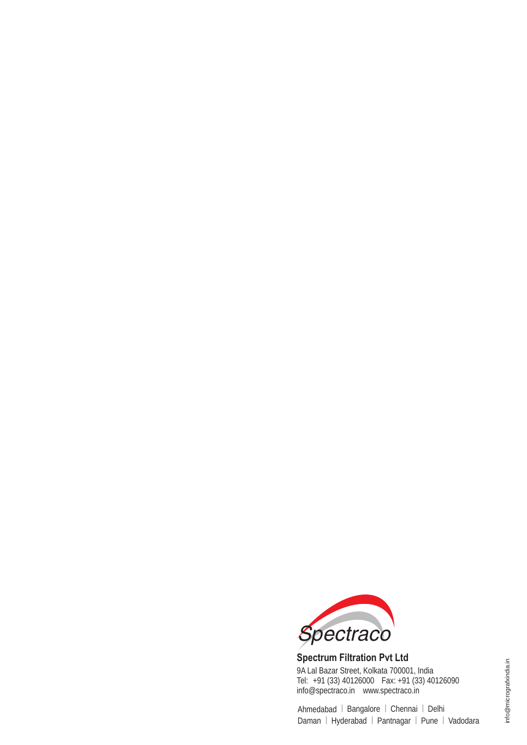Spectraco

**Spectrum Filtration Pvt Ltd**

9A Lal Bazar Street, Kolkata 700001, India
Tel: +91 (33) 40126000 Fax: +91 (33) 40126090
info@spectraco.in www.spectraco.in

Ahmedabad | Bangalore | Chennai | Delhi
Daman | Hyderabad | Pantnagar | Pune | Vadodara

info@micrografxindia.in